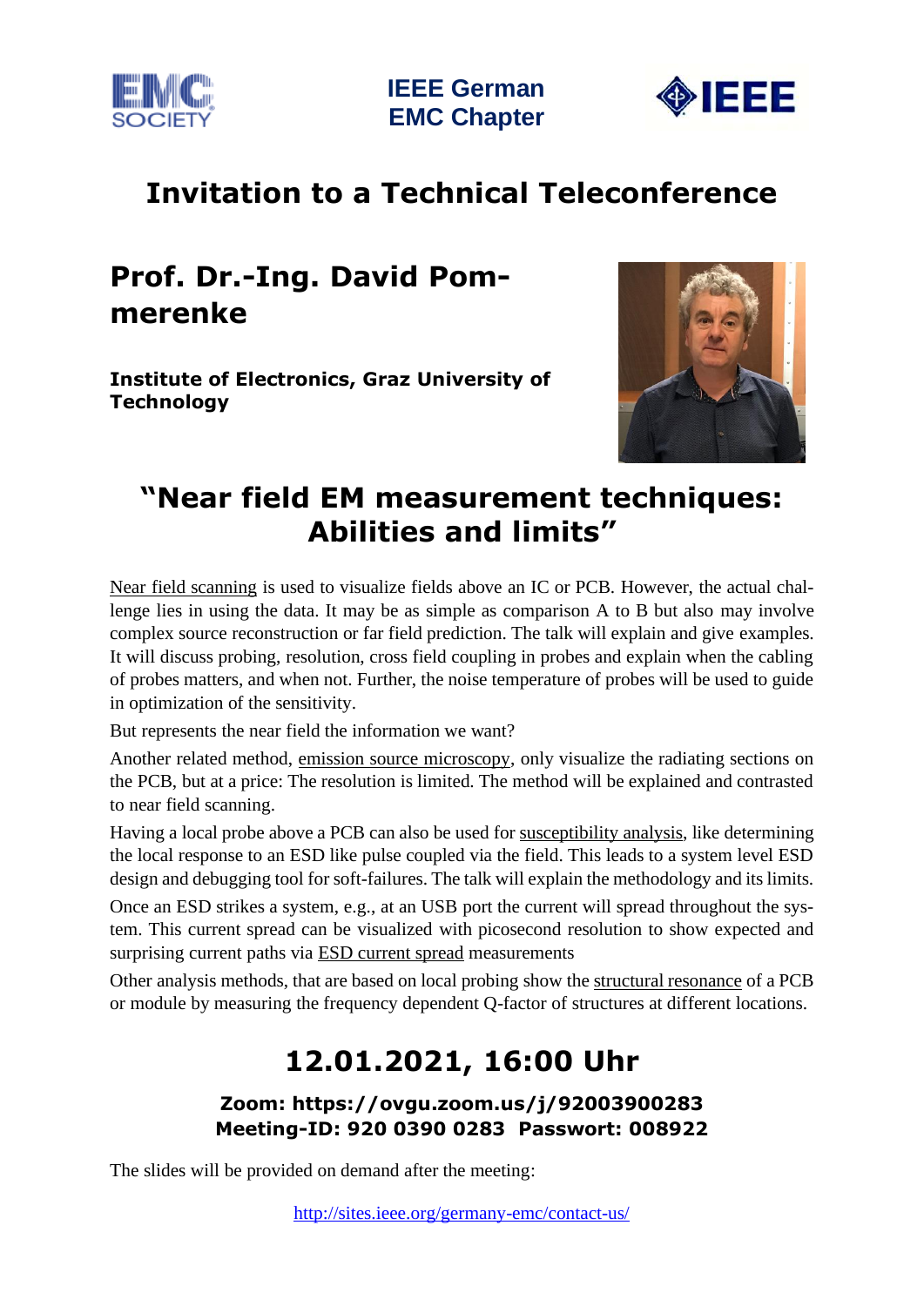**IEEE German EMC Chapter**

# Invitation to a Technical Teleconference

## Prof. Dr.-Ing. David Pommerenke

**Institute of Electronics, Graz University of Technology**

# "Near field EM measurement techniques: Abilities and limits"

Near field scanning is used to visualize fields above an IC or PCB. However, the actual challenge lies in using the data. It may be as simple as comparison A to B but also may involve complex source reconstruction or far field prediction. The talk will explain and give examples. It will discuss probing, resolution, cross field coupling in probes and explain when the cabling of probes matters, and when not. Further, the noise temperature of probes will be used to guide in optimization of the sensitivity.

But represents the near field the information we want?

Another related method, emission source microscopy, only visualize the radiating sections on the PCB, but at a price: The resolution is limited. The method will be explained and contrasted to near field scanning.

Having a local probe above a PCB can also be used for susceptibility analysis, like determining the local response to an ESD like pulse coupled via the field. This leads to a system level ESD design and debugging tool for soft-failures. The talk will explain the methodology and its limits.

Once an ESD strikes a system, e.g., at an USB port the current will spread throughout the system. This current spread can be visualized with picosecond resolution to show expected and surprising current paths via ESD current spread measurements

Other analysis methods, that are based on local probing show the structural resonance of a PCB or module by measuring the frequency dependent Q-factor of structures at different locations.

## 12.01.2021, 16:00 Uhr

**Zoom: https://ovgu.zoom.us/j/92003900283**
**Meeting-ID: 920 0390 0283 Passwort: 008922**

The slides will be provided on demand after the meeting:

http://sites.ieee.org/germany-emc/contact-us/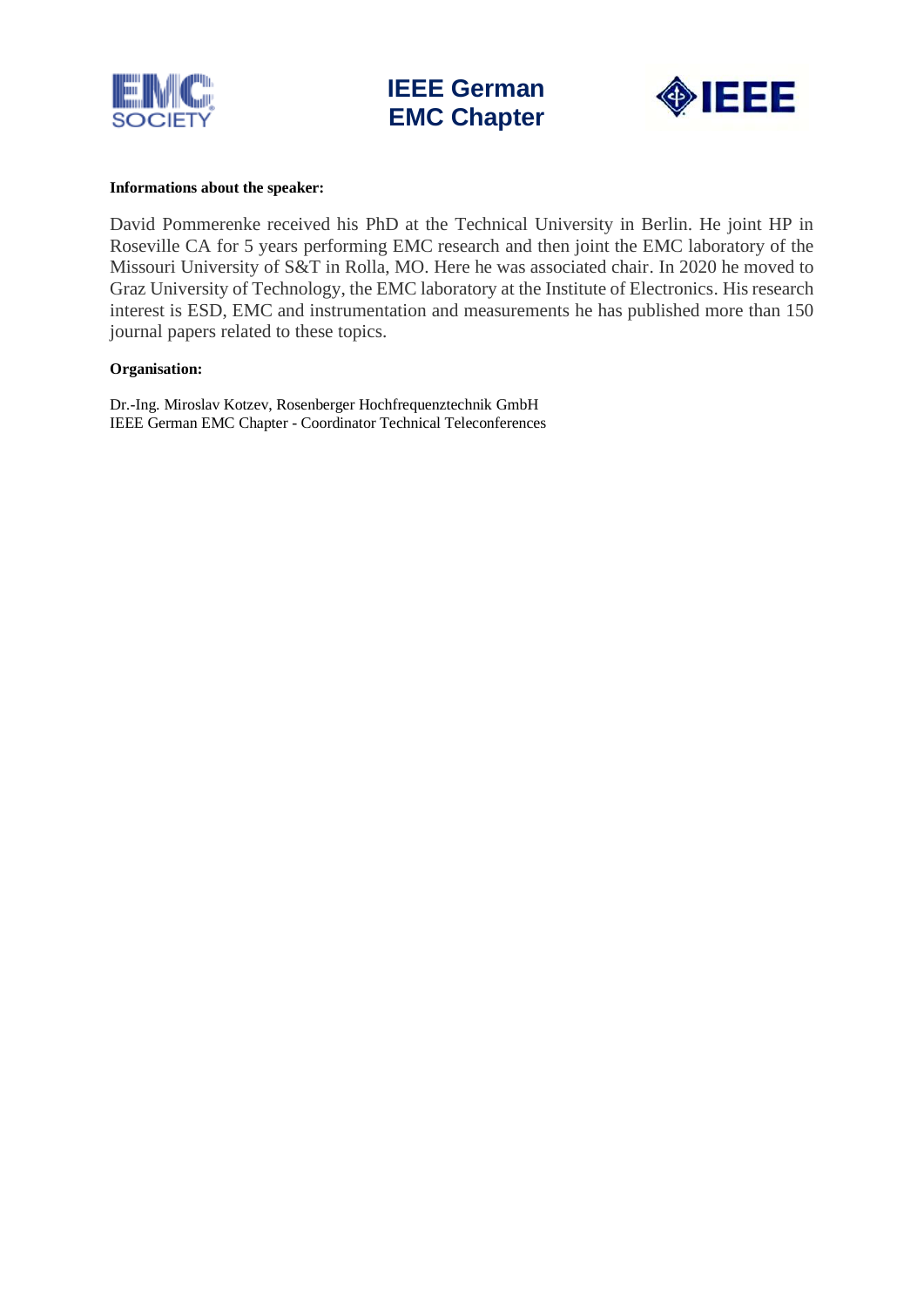# IEEE German EMC Chapter

**Informations about the speaker:**

David Pommerenke received his PhD at the Technical University in Berlin. He joint HP in Roseville CA for 5 years performing EMC research and then joint the EMC laboratory of the Missouri University of S&T in Rolla, MO. Here he was associated chair. In 2020 he moved to Graz University of Technology, the EMC laboratory at the Institute of Electronics. His research interest is ESD, EMC and instrumentation and measurements he has published more than 150 journal papers related to these topics.

**Organisation:**

Dr.-Ing. Miroslav Kotzev, Rosenberger Hochfrequenztechnik GmbH
IEEE German EMC Chapter - Coordinator Technical Teleconferences